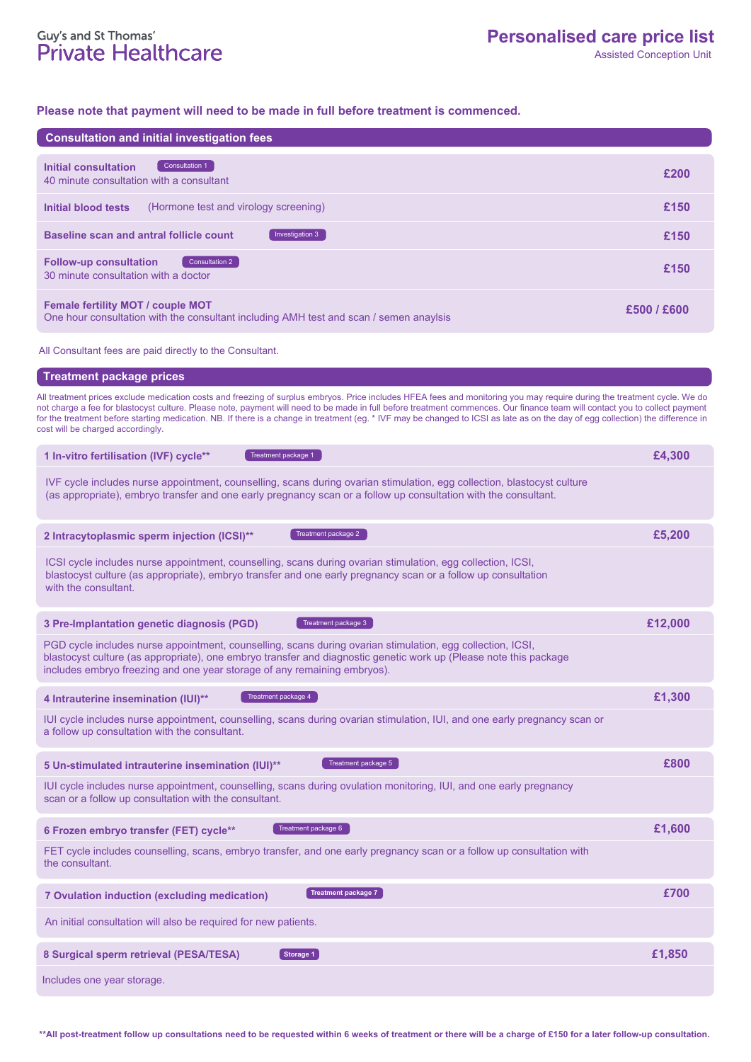Guy's and St Thomas'
Private Healthcare

# Personalised care price list

Assisted Conception Unit

**Please note that payment will need to be made in full before treatment is commenced.**

## Consultation and initial investigation fees

| Item | Price |
|---|---|
| **Initial consultation** (Consultation 1)<br>40 minute consultation with a consultant | **£200** |
| **Initial blood tests** (Hormone test and virology screening) | **£150** |
| **Baseline scan and antral follicle count** (Investigation 3) | **£150** |
| **Follow-up consultation** (Consultation 2)<br>30 minute consultation with a doctor | **£150** |
| **Female fertility MOT / couple MOT**<br>One hour consultation with the consultant including AMH test and scan / semen anaylsis | **£500 / £600** |

All Consultant fees are paid directly to the Consultant.

## Treatment package prices

All treatment prices exclude medication costs and freezing of surplus embryos. Price includes HFEA fees and monitoring you may require during the treatment cycle. We do not charge a fee for blastocyst culture. Please note, payment will need to be made in full before treatment commences. Our finance team will contact you to collect payment for the treatment before starting medication. NB. If there is a change in treatment (eg. * IVF may be changed to ICSI as late as on the day of egg collection) the difference in cost will be charged accordingly.

### 1 In-vitro fertilisation (IVF) cycle** (Treatment package 1) — £4,300

IVF cycle includes nurse appointment, counselling, scans during ovarian stimulation, egg collection, blastocyst culture (as appropriate), embryo transfer and one early pregnancy scan or a follow up consultation with the consultant.

### 2 Intracytoplasmic sperm injection (ICSI)** (Treatment package 2) — £5,200

ICSI cycle includes nurse appointment, counselling, scans during ovarian stimulation, egg collection, ICSI, blastocyst culture (as appropriate), embryo transfer and one early pregnancy scan or a follow up consultation with the consultant.

### 3 Pre-Implantation genetic diagnosis (PGD) (Treatment package 3) — £12,000

PGD cycle includes nurse appointment, counselling, scans during ovarian stimulation, egg collection, ICSI, blastocyst culture (as appropriate), one embryo transfer and diagnostic genetic work up (Please note this package includes embryo freezing and one year storage of any remaining embryos).

### 4 Intrauterine insemination (IUI)** (Treatment package 4) — £1,300

IUI cycle includes nurse appointment, counselling, scans during ovarian stimulation, IUI, and one early pregnancy scan or a follow up consultation with the consultant.

### 5 Un-stimulated intrauterine insemination (IUI)** (Treatment package 5) — £800

IUI cycle includes nurse appointment, counselling, scans during ovulation monitoring, IUI, and one early pregnancy scan or a follow up consultation with the consultant.

### 6 Frozen embryo transfer (FET) cycle** (Treatment package 6) — £1,600

FET cycle includes counselling, scans, embryo transfer, and one early pregnancy scan or a follow up consultation with the consultant.

### 7 Ovulation induction (excluding medication) (Treatment package 7) — £700

An initial consultation will also be required for new patients.

### 8 Surgical sperm retrieval (PESA/TESA) (Storage 1) — £1,850

Includes one year storage.

****All post-treatment follow up consultations need to be requested within 6 weeks of treatment or there will be a charge of £150 for a later follow-up consultation.**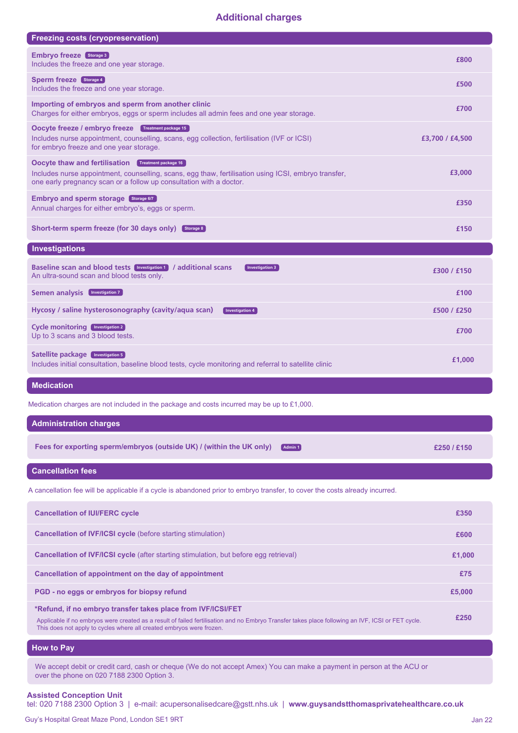# Additional charges

## Freezing costs (cryopreservation)

| | |
|---|---|
| **Embryo freeze** Storage 3<br>Includes the freeze and one year storage. | £800 |
| **Sperm freeze** Storage 4<br>Includes the freeze and one year storage. | £500 |
| **Importing of embryos and sperm from another clinic**<br>Charges for either embryos, eggs or sperm includes all admin fees and one year storage. | £700 |
| **Oocyte freeze / embryo freeze** Treatment package 15<br>Includes nurse appointment, counselling, scans, egg collection, fertilisation (IVF or ICSI) for embryo freeze and one year storage. | £3,700 / £4,500 |
| **Oocyte thaw and fertilisation** Treatment package 16<br>Includes nurse appointment, counselling, scans, egg thaw, fertilisation using ICSI, embryo transfer, one early pregnancy scan or a follow up consultation with a doctor. | £3,000 |
| **Embryo and sperm storage** Storage 6/7<br>Annual charges for either embryo's, eggs or sperm. | £350 |
| **Short-term sperm freeze (for 30 days only)** Storage 8 | £150 |

## Investigations

| | |
|---|---|
| **Baseline scan and blood tests** Investigation 1 **/ additional scans** Investigation 3<br>An ultra-sound scan and blood tests only. | £300 / £150 |
| **Semen analysis** Investigation 7 | £100 |
| **Hycosy / saline hysterosonography (cavity/aqua scan)** Investigation 4 | £500 / £250 |
| **Cycle monitoring** Investigation 2<br>Up to 3 scans and 3 blood tests. | £700 |
| **Satellite package** Investigation 5<br>Includes initial consultation, baseline blood tests, cycle monitoring and referral to satellite clinic | £1,000 |

## Medication

Medication charges are not included in the package and costs incurred may be up to £1,000.

## Administration charges

| | |
|---|---|
| **Fees for exporting sperm/embryos (outside UK) / (within the UK only)** Admin 1 | £250 / £150 |

## Cancellation fees

A cancellation fee will be applicable if a cycle is abandoned prior to embryo transfer, to cover the costs already incurred.

| | |
|---|---|
| **Cancellation of IUI/FERC cycle** | £350 |
| **Cancellation of IVF/ICSI cycle** (before starting stimulation) | £600 |
| **Cancellation of IVF/ICSI cycle** (after starting stimulation, but before egg retrieval) | £1,000 |
| **Cancellation of appointment on the day of appointment** | £75 |
| **PGD - no eggs or embryos for biopsy refund** | £5,000 |
| **\*Refund, if no embryo transfer takes place from IVF/ICSI/FET**<br>Applicable if no embryos were created as a result of failed fertilisation and no Embryo Transfer takes place following an IVF, ICSI or FET cycle. This does not apply to cycles where all created embryos were frozen. | £250 |

## How to Pay

We accept debit or credit card, cash or cheque (We do not accept Amex) You can make a payment in person at the ACU or over the phone on 020 7188 2300 Option 3.

**Assisted Conception Unit**
tel: 020 7188 2300 Option 3 | e-mail: acupersonalisedcare@gstt.nhs.uk | **www.guysandstthomasprivatehealthcare.co.uk**

Guy's Hospital Great Maze Pond, London SE1 9RT

Jan 22